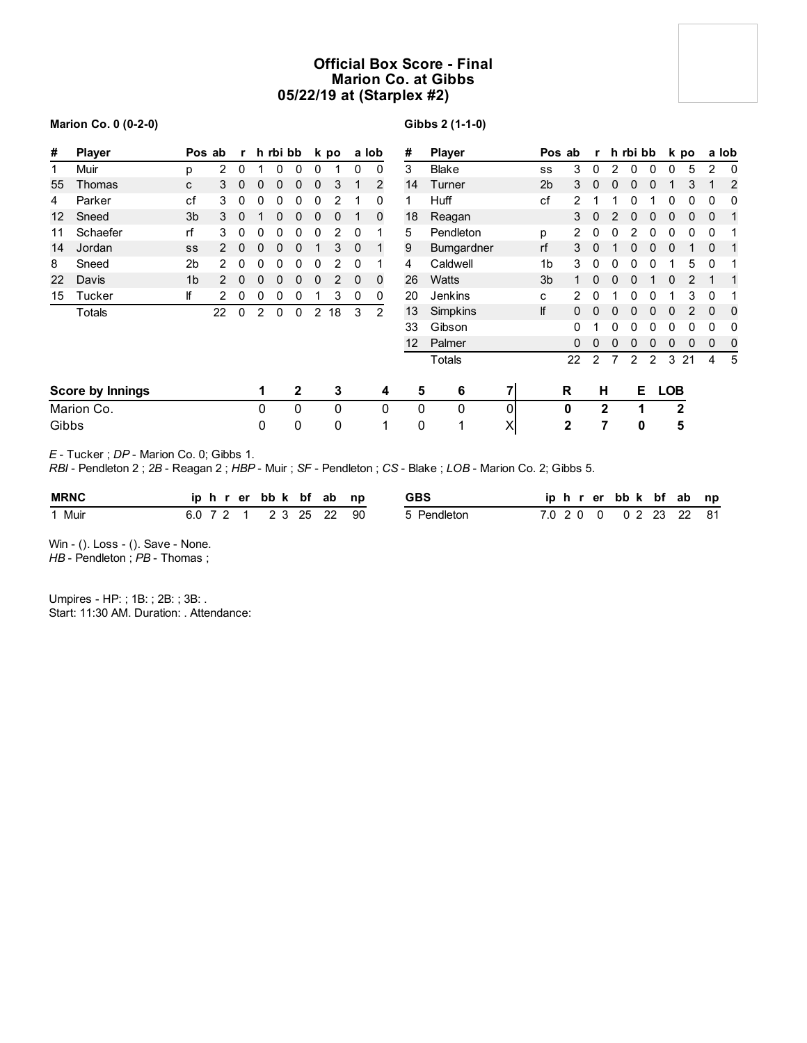# Official Box Score - Final
## Marion Co. at Gibbs
## 05/22/19 at (Starplex #2)

**Marion Co. 0 (0-2-0)**

| # | Player | Pos | ab | r | h | rbi | bb | k | po | a | lob |
|---|---|---|---|---|---|---|---|---|---|---|---|
| 1 | Muir | p | 2 | 0 | 1 | 0 | 0 | 0 | 1 | 0 | 0 |
| 55 | Thomas | c | 3 | 0 | 0 | 0 | 0 | 0 | 3 | 1 | 2 |
| 4 | Parker | cf | 3 | 0 | 0 | 0 | 0 | 0 | 2 | 1 | 0 |
| 12 | Sneed | 3b | 3 | 0 | 1 | 0 | 0 | 0 | 0 | 1 | 0 |
| 11 | Schaefer | rf | 3 | 0 | 0 | 0 | 0 | 0 | 2 | 0 | 1 |
| 14 | Jordan | ss | 2 | 0 | 0 | 0 | 0 | 1 | 3 | 0 | 1 |
| 8 | Sneed | 2b | 2 | 0 | 0 | 0 | 0 | 0 | 2 | 0 | 1 |
| 22 | Davis | 1b | 2 | 0 | 0 | 0 | 0 | 0 | 2 | 0 | 0 |
| 15 | Tucker | lf | 2 | 0 | 0 | 0 | 0 | 1 | 3 | 0 | 0 |
| | Totals | | 22 | 0 | 2 | 0 | 0 | 2 | 18 | 3 | 2 |

**Gibbs 2 (1-1-0)**

| # | Player | Pos | ab | r | h | rbi | bb | k | po | a | lob |
|---|---|---|---|---|---|---|---|---|---|---|---|
| 3 | Blake | ss | 3 | 0 | 2 | 0 | 0 | 0 | 5 | 2 | 0 |
| 14 | Turner | 2b | 3 | 0 | 0 | 0 | 0 | 1 | 3 | 1 | 2 |
| 1 | Huff | cf | 2 | 1 | 1 | 0 | 1 | 0 | 0 | 0 | 0 |
| 18 | Reagan | | 3 | 0 | 2 | 0 | 0 | 0 | 0 | 0 | 1 |
| 5 | Pendleton | p | 2 | 0 | 0 | 2 | 0 | 0 | 0 | 0 | 1 |
| 9 | Bumgardner | rf | 3 | 0 | 1 | 0 | 0 | 0 | 1 | 0 | 1 |
| 4 | Caldwell | 1b | 3 | 0 | 0 | 0 | 0 | 1 | 5 | 0 | 1 |
| 26 | Watts | 3b | 1 | 0 | 0 | 0 | 1 | 0 | 2 | 1 | 1 |
| 20 | Jenkins | c | 2 | 0 | 1 | 0 | 0 | 1 | 3 | 0 | 1 |
| 13 | Simpkins | lf | 0 | 0 | 0 | 0 | 0 | 0 | 2 | 0 | 0 |
| 33 | Gibson | | 0 | 1 | 0 | 0 | 0 | 0 | 0 | 0 | 0 |
| 12 | Palmer | | 0 | 0 | 0 | 0 | 0 | 0 | 0 | 0 | 0 |
| | Totals | | 22 | 2 | 7 | 2 | 2 | 3 | 21 | 4 | 5 |

| Score by Innings | 1 | 2 | 3 | 4 | 5 | 6 | 7 | R | H | E | LOB |
|---|---|---|---|---|---|---|---|---|---|---|---|
| Marion Co. | 0 | 0 | 0 | 0 | 0 | 0 | 0 | 0 | 2 | 1 | 2 |
| Gibbs | 0 | 0 | 0 | 1 | 0 | 1 | X | 2 | 7 | 0 | 5 |

*E* - Tucker ; *DP* - Marion Co. 0; Gibbs 1.
*RBI* - Pendleton 2 ; *2B* - Reagan 2 ; *HBP* - Muir ; *SF* - Pendleton ; *CS* - Blake ; *LOB* - Marion Co. 2; Gibbs 5.

| MRNC | ip | h | r | er | bb | k | bf | ab | np |
|---|---|---|---|---|---|---|---|---|---|
| 1 Muir | 6.0 | 7 | 2 | 1 | 2 | 3 | 25 | 22 | 90 |

| GBS | ip | h | r | er | bb | k | bf | ab | np |
|---|---|---|---|---|---|---|---|---|---|
| 5 Pendleton | 7.0 | 2 | 0 | 0 | 0 | 2 | 23 | 22 | 81 |

Win - (). Loss - (). Save - None.
*HB* - Pendleton ; *PB* - Thomas ;

Umpires - HP: ; 1B: ; 2B: ; 3B: .
Start: 11:30 AM. Duration: . Attendance: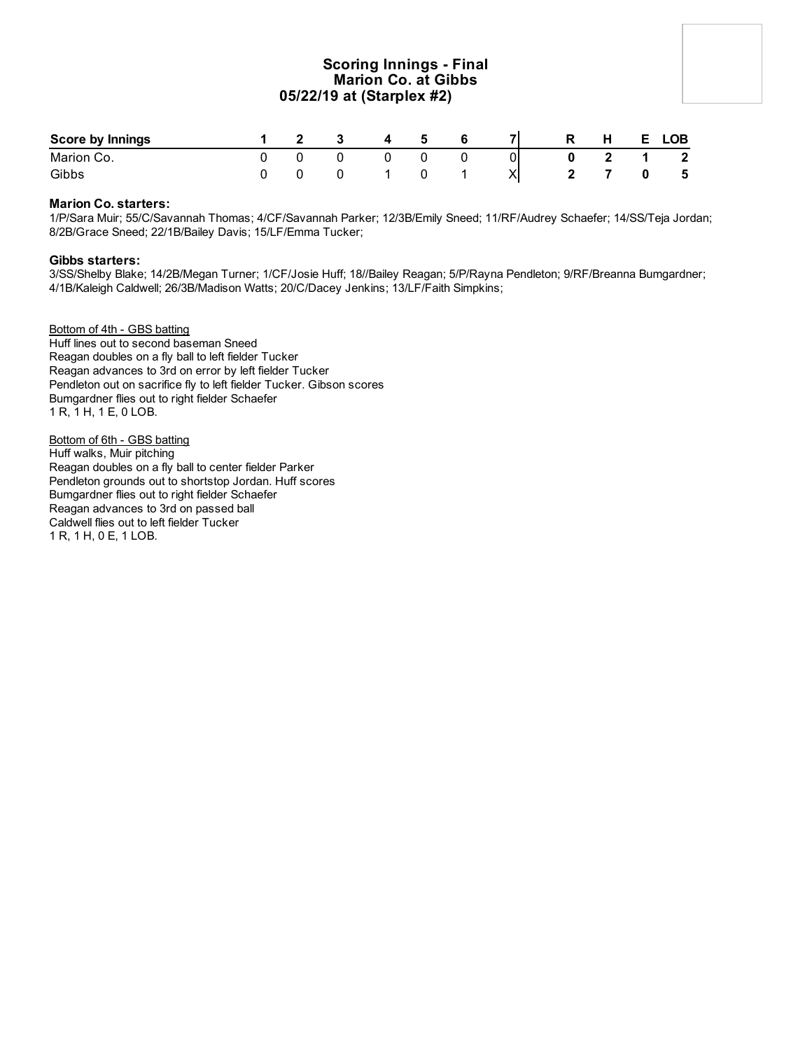# Scoring Innings - Final
## Marion Co. at Gibbs
## 05/22/19 at (Starplex #2)

| Score by Innings | 1 | 2 | 3 | 4 | 5 | 6 | 7 | R | H | E | LOB |
|---|---|---|---|---|---|---|---|---|---|---|---|
| Marion Co. | 0 | 0 | 0 | 0 | 0 | 0 | 0 | **0** | **2** | **1** | **2** |
| Gibbs | 0 | 0 | 0 | 1 | 0 | 1 | X | **2** | **7** | **0** | **5** |

**Marion Co. starters:**
1/P/Sara Muir; 55/C/Savannah Thomas; 4/CF/Savannah Parker; 12/3B/Emily Sneed; 11/RF/Audrey Schaefer; 14/SS/Teja Jordan; 8/2B/Grace Sneed; 22/1B/Bailey Davis; 15/LF/Emma Tucker;

**Gibbs starters:**
3/SS/Shelby Blake; 14/2B/Megan Turner; 1/CF/Josie Huff; 18//Bailey Reagan; 5/P/Rayna Pendleton; 9/RF/Breanna Bumgardner; 4/1B/Kaleigh Caldwell; 26/3B/Madison Watts; 20/C/Dacey Jenkins; 13/LF/Faith Simpkins;

Bottom of 4th - GBS batting
Huff lines out to second baseman Sneed
Reagan doubles on a fly ball to left fielder Tucker
Reagan advances to 3rd on error by left fielder Tucker
Pendleton out on sacrifice fly to left fielder Tucker. Gibson scores
Bumgardner flies out to right fielder Schaefer
1 R, 1 H, 1 E, 0 LOB.

Bottom of 6th - GBS batting
Huff walks, Muir pitching
Reagan doubles on a fly ball to center fielder Parker
Pendleton grounds out to shortstop Jordan. Huff scores
Bumgardner flies out to right fielder Schaefer
Reagan advances to 3rd on passed ball
Caldwell flies out to left fielder Tucker
1 R, 1 H, 0 E, 1 LOB.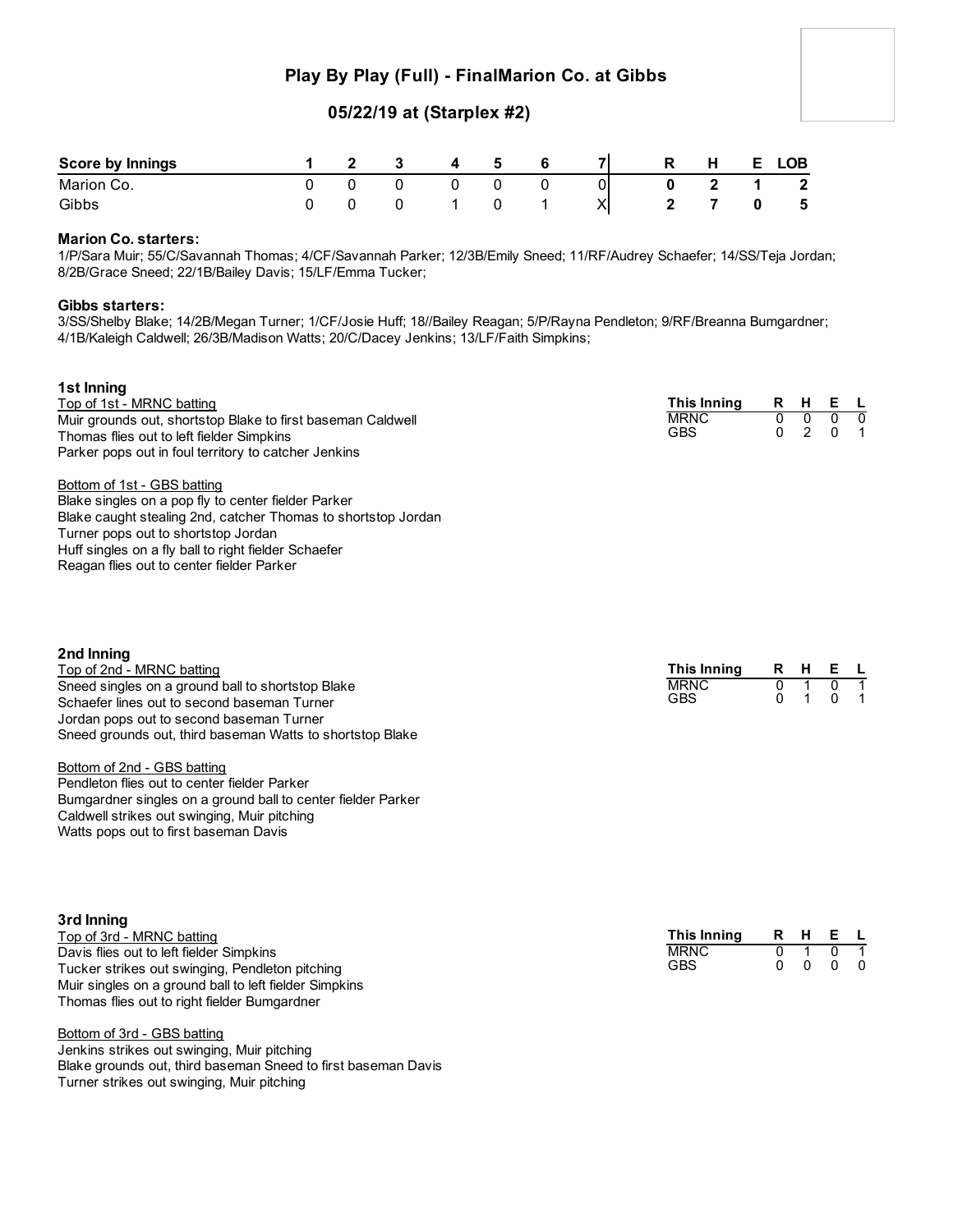# Play By Play (Full) - FinalMarion Co. at Gibbs

## 05/22/19 at (Starplex #2)

| Score by Innings | 1 | 2 | 3 | 4 | 5 | 6 | 7 | R | H | E | LOB |
|---|---|---|---|---|---|---|---|---|---|---|---|
| Marion Co. | 0 | 0 | 0 | 0 | 0 | 0 | 0 | 0 | 2 | 1 | 2 |
| Gibbs | 0 | 0 | 0 | 1 | 0 | 1 | X | 2 | 7 | 0 | 5 |

**Marion Co. starters:**
1/P/Sara Muir; 55/C/Savannah Thomas; 4/CF/Savannah Parker; 12/3B/Emily Sneed; 11/RF/Audrey Schaefer; 14/SS/Teja Jordan; 8/2B/Grace Sneed; 22/1B/Bailey Davis; 15/LF/Emma Tucker;

**Gibbs starters:**
3/SS/Shelby Blake; 14/2B/Megan Turner; 1/CF/Josie Huff; 18//Bailey Reagan; 5/P/Rayna Pendleton; 9/RF/Breanna Bumgardner; 4/1B/Kaleigh Caldwell; 26/3B/Madison Watts; 20/C/Dacey Jenkins; 13/LF/Faith Simpkins;

### 1st Inning

Top of 1st - MRNC batting
Muir grounds out, shortstop Blake to first baseman Caldwell
Thomas flies out to left fielder Simpkins
Parker pops out in foul territory to catcher Jenkins

Bottom of 1st - GBS batting
Blake singles on a pop fly to center fielder Parker
Blake caught stealing 2nd, catcher Thomas to shortstop Jordan
Turner pops out to shortstop Jordan
Huff singles on a fly ball to right fielder Schaefer
Reagan flies out to center fielder Parker

| This Inning | R | H | E | L |
|---|---|---|---|---|
| MRNC | 0 | 0 | 0 | 0 |
| GBS | 0 | 2 | 0 | 1 |

### 2nd Inning

Top of 2nd - MRNC batting
Sneed singles on a ground ball to shortstop Blake
Schaefer lines out to second baseman Turner
Jordan pops out to second baseman Turner
Sneed grounds out, third baseman Watts to shortstop Blake

Bottom of 2nd - GBS batting
Pendleton flies out to center fielder Parker
Bumgardner singles on a ground ball to center fielder Parker
Caldwell strikes out swinging, Muir pitching
Watts pops out to first baseman Davis

| This Inning | R | H | E | L |
|---|---|---|---|---|
| MRNC | 0 | 1 | 0 | 1 |
| GBS | 0 | 1 | 0 | 1 |

### 3rd Inning

Top of 3rd - MRNC batting
Davis flies out to left fielder Simpkins
Tucker strikes out swinging, Pendleton pitching
Muir singles on a ground ball to left fielder Simpkins
Thomas flies out to right fielder Bumgardner

Bottom of 3rd - GBS batting
Jenkins strikes out swinging, Muir pitching
Blake grounds out, third baseman Sneed to first baseman Davis
Turner strikes out swinging, Muir pitching

| This Inning | R | H | E | L |
|---|---|---|---|---|
| MRNC | 0 | 1 | 0 | 1 |
| GBS | 0 | 0 | 0 | 0 |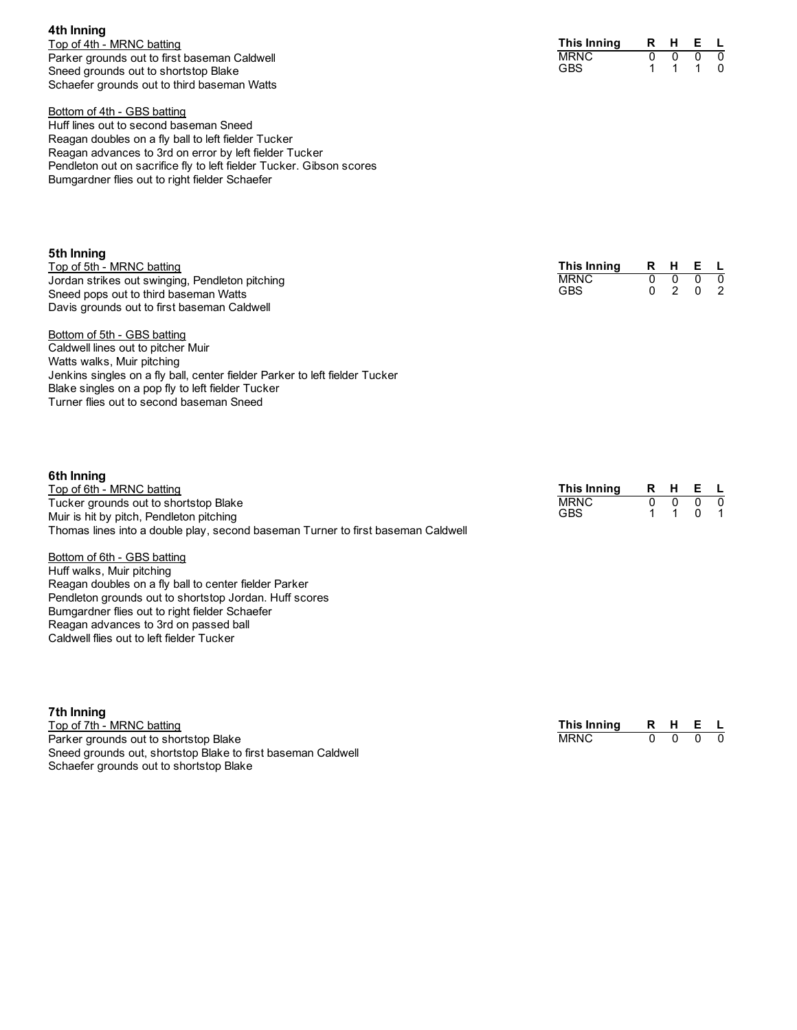### 4th Inning

Top of 4th - MRNC batting

Parker grounds out to first baseman Caldwell
Sneed grounds out to shortstop Blake
Schaefer grounds out to third baseman Watts

| This Inning | R | H | E | L |
|---|---|---|---|---|
| MRNC | 0 | 0 | 0 | 0 |
| GBS | 1 | 1 | 1 | 0 |

Bottom of 4th - GBS batting

Huff lines out to second baseman Sneed
Reagan doubles on a fly ball to left fielder Tucker
Reagan advances to 3rd on error by left fielder Tucker
Pendleton out on sacrifice fly to left fielder Tucker. Gibson scores
Bumgardner flies out to right fielder Schaefer

### 5th Inning

Top of 5th - MRNC batting

Jordan strikes out swinging, Pendleton pitching
Sneed pops out to third baseman Watts
Davis grounds out to first baseman Caldwell

| This Inning | R | H | E | L |
|---|---|---|---|---|
| MRNC | 0 | 0 | 0 | 0 |
| GBS | 0 | 2 | 0 | 2 |

Bottom of 5th - GBS batting

Caldwell lines out to pitcher Muir
Watts walks, Muir pitching
Jenkins singles on a fly ball, center fielder Parker to left fielder Tucker
Blake singles on a pop fly to left fielder Tucker
Turner flies out to second baseman Sneed

### 6th Inning

Top of 6th - MRNC batting

Tucker grounds out to shortstop Blake
Muir is hit by pitch, Pendleton pitching
Thomas lines into a double play, second baseman Turner to first baseman Caldwell

| This Inning | R | H | E | L |
|---|---|---|---|---|
| MRNC | 0 | 0 | 0 | 0 |
| GBS | 1 | 1 | 0 | 1 |

Bottom of 6th - GBS batting

Huff walks, Muir pitching
Reagan doubles on a fly ball to center fielder Parker
Pendleton grounds out to shortstop Jordan. Huff scores
Bumgardner flies out to right fielder Schaefer
Reagan advances to 3rd on passed ball
Caldwell flies out to left fielder Tucker

### 7th Inning

Top of 7th - MRNC batting

Parker grounds out to shortstop Blake
Sneed grounds out, shortstop Blake to first baseman Caldwell
Schaefer grounds out to shortstop Blake

| This Inning | R | H | E | L |
|---|---|---|---|---|
| MRNC | 0 | 0 | 0 | 0 |